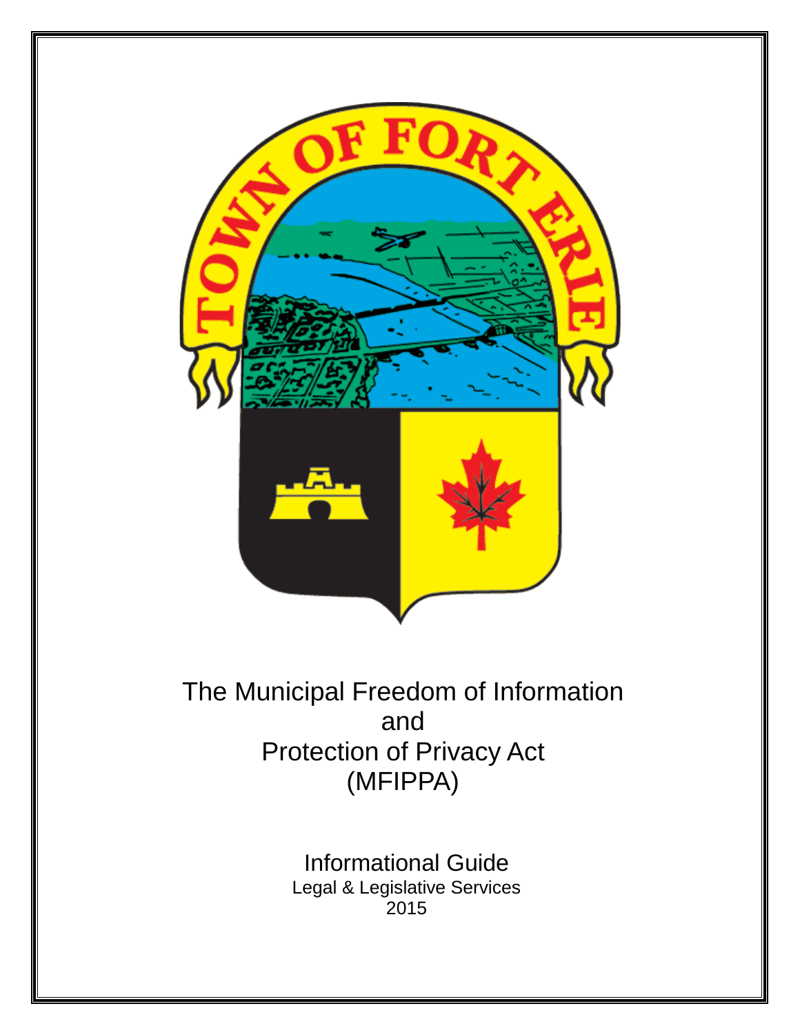# The Municipal Freedom of Information and Protection of Privacy Act (MFIPPA)

## Informational Guide

Legal & Legislative Services

2015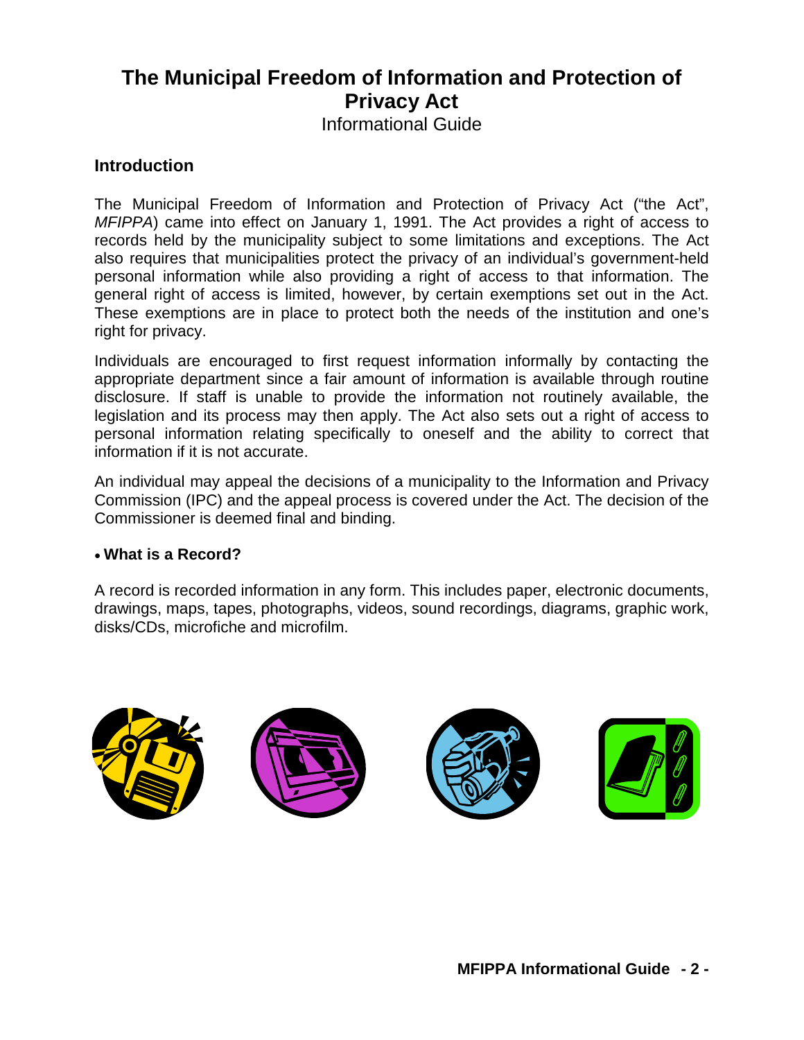# The Municipal Freedom of Information and Protection of Privacy Act

Informational Guide

## Introduction

The Municipal Freedom of Information and Protection of Privacy Act ("the Act", *MFIPPA*) came into effect on January 1, 1991. The Act provides a right of access to records held by the municipality subject to some limitations and exceptions. The Act also requires that municipalities protect the privacy of an individual's government-held personal information while also providing a right of access to that information. The general right of access is limited, however, by certain exemptions set out in the Act. These exemptions are in place to protect both the needs of the institution and one's right for privacy.

Individuals are encouraged to first request information informally by contacting the appropriate department since a fair amount of information is available through routine disclosure. If staff is unable to provide the information not routinely available, the legislation and its process may then apply. The Act also sets out a right of access to personal information relating specifically to oneself and the ability to correct that information if it is not accurate.

An individual may appeal the decisions of a municipality to the Information and Privacy Commission (IPC) and the appeal process is covered under the Act. The decision of the Commissioner is deemed final and binding.

- **What is a Record?**

A record is recorded information in any form. This includes paper, electronic documents, drawings, maps, tapes, photographs, videos, sound recordings, diagrams, graphic work, disks/CDs, microfiche and microfilm.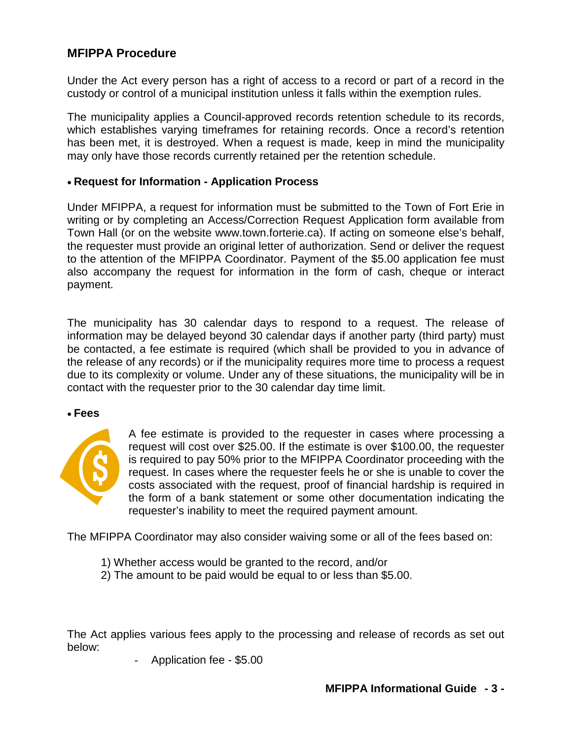## MFIPPA Procedure

Under the Act every person has a right of access to a record or part of a record in the custody or control of a municipal institution unless it falls within the exemption rules.

The municipality applies a Council-approved records retention schedule to its records, which establishes varying timeframes for retaining records. Once a record's retention has been met, it is destroyed. When a request is made, keep in mind the municipality may only have those records currently retained per the retention schedule.

- **Request for Information - Application Process**

Under MFIPPA, a request for information must be submitted to the Town of Fort Erie in writing or by completing an Access/Correction Request Application form available from Town Hall (or on the website www.town.forterie.ca). If acting on someone else's behalf, the requester must provide an original letter of authorization. Send or deliver the request to the attention of the MFIPPA Coordinator. Payment of the $5.00 application fee must also accompany the request for information in the form of cash, cheque or interact payment.

The municipality has 30 calendar days to respond to a request. The release of information may be delayed beyond 30 calendar days if another party (third party) must be contacted, a fee estimate is required (which shall be provided to you in advance of the release of any records) or if the municipality requires more time to process a request due to its complexity or volume. Under any of these situations, the municipality will be in contact with the requester prior to the 30 calendar day time limit.

- **Fees**

A fee estimate is provided to the requester in cases where processing a request will cost over $25.00. If the estimate is over $100.00, the requester is required to pay 50% prior to the MFIPPA Coordinator proceeding with the request. In cases where the requester feels he or she is unable to cover the costs associated with the request, proof of financial hardship is required in the form of a bank statement or some other documentation indicating the requester's inability to meet the required payment amount.

The MFIPPA Coordinator may also consider waiving some or all of the fees based on:

1) Whether access would be granted to the record, and/or
2) The amount to be paid would be equal to or less than $5.00.

The Act applies various fees apply to the processing and release of records as set out below:

- Application fee - $5.00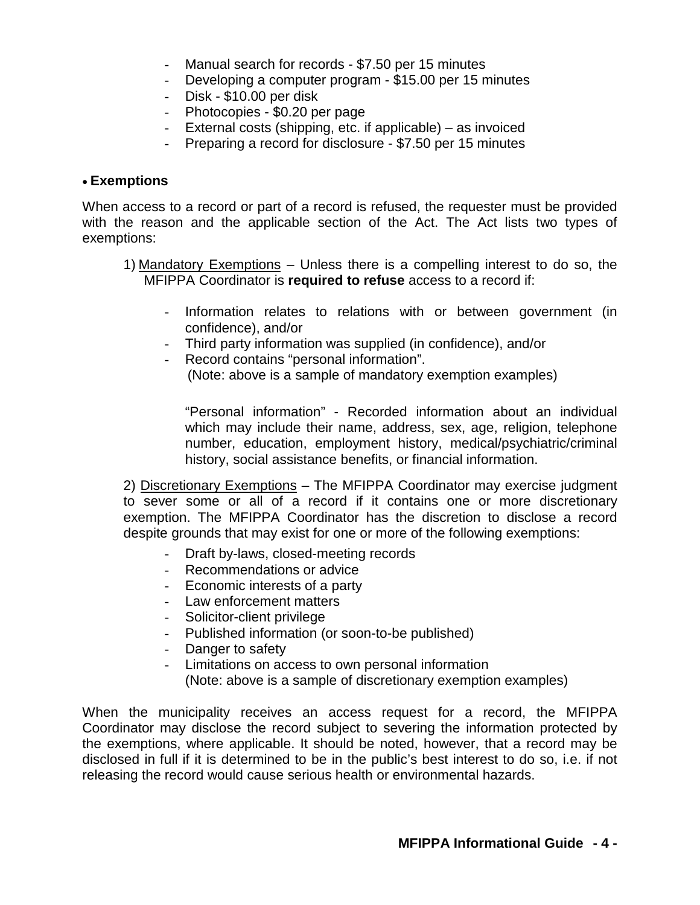- Manual search for records - $7.50 per 15 minutes
- Developing a computer program - $15.00 per 15 minutes
- Disk - $10.00 per disk
- Photocopies - $0.20 per page
- External costs (shipping, etc. if applicable) – as invoiced
- Preparing a record for disclosure - $7.50 per 15 minutes

- **Exemptions**

When access to a record or part of a record is refused, the requester must be provided with the reason and the applicable section of the Act. The Act lists two types of exemptions:

1) Mandatory Exemptions – Unless there is a compelling interest to do so, the MFIPPA Coordinator is **required to refuse** access to a record if:

   - Information relates to relations with or between government (in confidence), and/or
   - Third party information was supplied (in confidence), and/or
   - Record contains "personal information".
     (Note: above is a sample of mandatory exemption examples)

   "Personal information" - Recorded information about an individual which may include their name, address, sex, age, religion, telephone number, education, employment history, medical/psychiatric/criminal history, social assistance benefits, or financial information.

2) Discretionary Exemptions – The MFIPPA Coordinator may exercise judgment to sever some or all of a record if it contains one or more discretionary exemption. The MFIPPA Coordinator has the discretion to disclose a record despite grounds that may exist for one or more of the following exemptions:

   - Draft by-laws, closed-meeting records
   - Recommendations or advice
   - Economic interests of a party
   - Law enforcement matters
   - Solicitor-client privilege
   - Published information (or soon-to-be published)
   - Danger to safety
   - Limitations on access to own personal information
     (Note: above is a sample of discretionary exemption examples)

When the municipality receives an access request for a record, the MFIPPA Coordinator may disclose the record subject to severing the information protected by the exemptions, where applicable. It should be noted, however, that a record may be disclosed in full if it is determined to be in the public's best interest to do so, i.e. if not releasing the record would cause serious health or environmental hazards.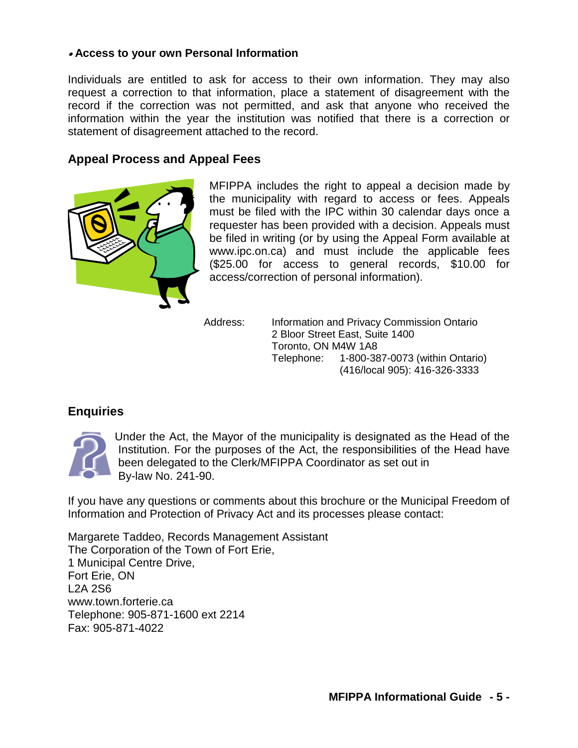- **Access to your own Personal Information**

Individuals are entitled to ask for access to their own information. They may also request a correction to that information, place a statement of disagreement with the record if the correction was not permitted, and ask that anyone who received the information within the year the institution was notified that there is a correction or statement of disagreement attached to the record.

## Appeal Process and Appeal Fees

MFIPPA includes the right to appeal a decision made by the municipality with regard to access or fees. Appeals must be filed with the IPC within 30 calendar days once a requester has been provided with a decision. Appeals must be filed in writing (or by using the Appeal Form available at www.ipc.on.ca) and must include the applicable fees ($25.00 for access to general records, $10.00 for access/correction of personal information).

Address: Information and Privacy Commission Ontario
2 Bloor Street East, Suite 1400
Toronto, ON M4W 1A8
Telephone: 1-800-387-0073 (within Ontario)
(416/local 905): 416-326-3333

## Enquiries

Under the Act, the Mayor of the municipality is designated as the Head of the Institution. For the purposes of the Act, the responsibilities of the Head have been delegated to the Clerk/MFIPPA Coordinator as set out in By-law No. 241-90.

If you have any questions or comments about this brochure or the Municipal Freedom of Information and Protection of Privacy Act and its processes please contact:

Margarete Taddeo, Records Management Assistant
The Corporation of the Town of Fort Erie,
1 Municipal Centre Drive,
Fort Erie, ON
L2A 2S6
www.town.forterie.ca
Telephone: 905-871-1600 ext 2214
Fax: 905-871-4022